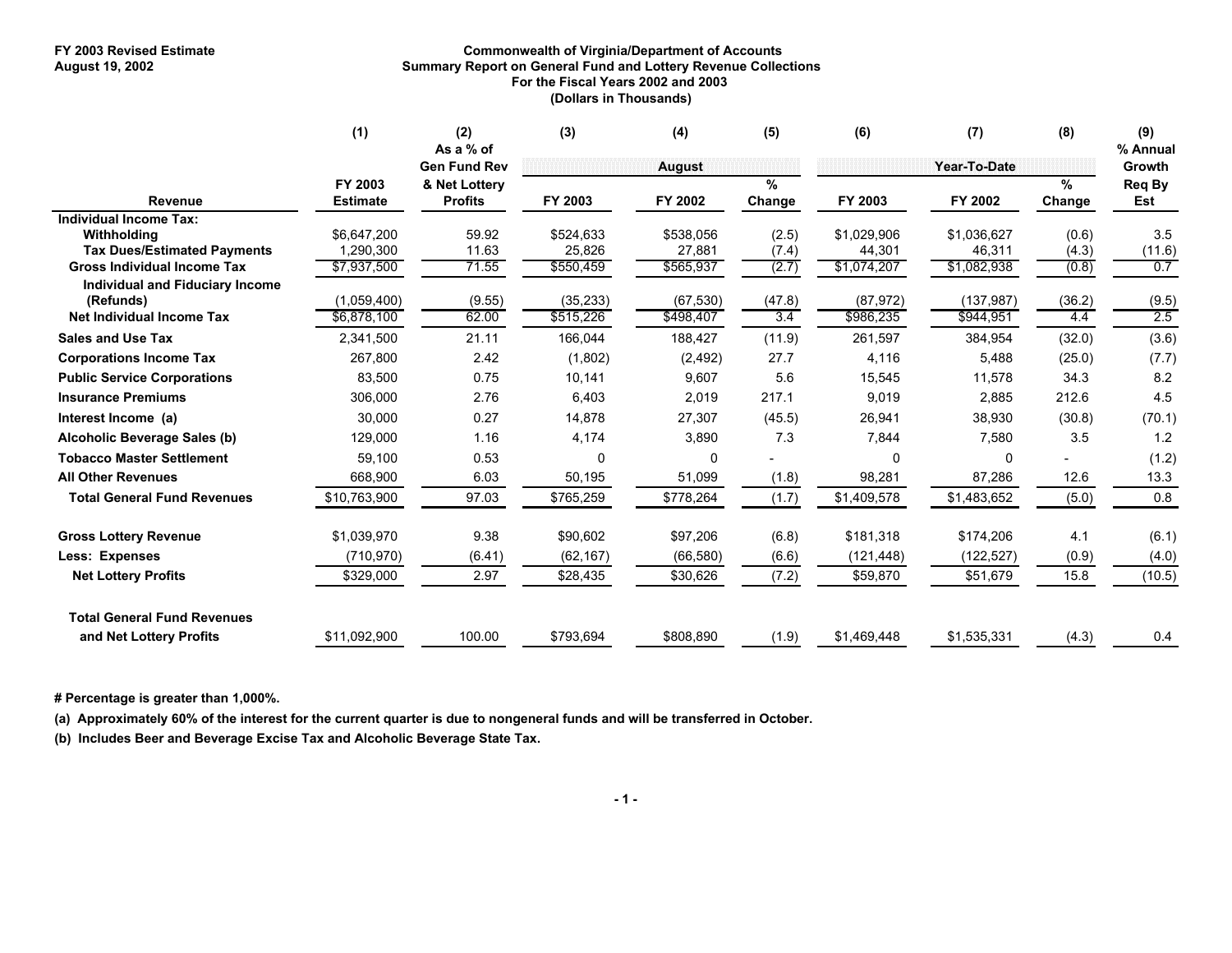FY 2003 Revised Estimate
August 19, 2002

**Commonwealth of Virginia/Department of Accounts**
**Summary Report on General Fund and Lottery Revenue Collections**
**For the Fiscal Years 2002 and 2003**
**(Dollars in Thousands)**

| Revenue | (1) FY 2003 Estimate | (2) As a % of Gen Fund Rev & Net Lottery Profits | (3) August FY 2003 | (4) August FY 2002 | (5) August % Change | (6) Year-To-Date FY 2003 | (7) Year-To-Date FY 2002 | (8) Year-To-Date % Change | (9) % Annual Growth Req By Est |
|---|---|---|---|---|---|---|---|---|---|
| **Individual Income Tax:** | | | | | | | | | |
| **Withholding** | $6,647,200 | 59.92 | $524,633 | $538,056 | (2.5) | $1,029,906 | $1,036,627 | (0.6) | 3.5 |
| **Tax Dues/Estimated Payments** | 1,290,300 | 11.63 | 25,826 | 27,881 | (7.4) | 44,301 | 46,311 | (4.3) | (11.6) |
| **Gross Individual Income Tax** | $7,937,500 | 71.55 | $550,459 | $565,937 | (2.7) | $1,074,207 | $1,082,938 | (0.8) | 0.7 |
| **Individual and Fiduciary Income (Refunds)** | (1,059,400) | (9.55) | (35,233) | (67,530) | (47.8) | (87,972) | (137,987) | (36.2) | (9.5) |
| **Net Individual Income Tax** | $6,878,100 | 62.00 | $515,226 | $498,407 | 3.4 | $986,235 | $944,951 | 4.4 | 2.5 |
| **Sales and Use Tax** | 2,341,500 | 21.11 | 166,044 | 188,427 | (11.9) | 261,597 | 384,954 | (32.0) | (3.6) |
| **Corporations Income Tax** | 267,800 | 2.42 | (1,802) | (2,492) | 27.7 | 4,116 | 5,488 | (25.0) | (7.7) |
| **Public Service Corporations** | 83,500 | 0.75 | 10,141 | 9,607 | 5.6 | 15,545 | 11,578 | 34.3 | 8.2 |
| **Insurance Premiums** | 306,000 | 2.76 | 6,403 | 2,019 | 217.1 | 9,019 | 2,885 | 212.6 | 4.5 |
| **Interest Income (a)** | 30,000 | 0.27 | 14,878 | 27,307 | (45.5) | 26,941 | 38,930 | (30.8) | (70.1) |
| **Alcoholic Beverage Sales (b)** | 129,000 | 1.16 | 4,174 | 3,890 | 7.3 | 7,844 | 7,580 | 3.5 | 1.2 |
| **Tobacco Master Settlement** | 59,100 | 0.53 | 0 | 0 | - | 0 | 0 | - | (1.2) |
| **All Other Revenues** | 668,900 | 6.03 | 50,195 | 51,099 | (1.8) | 98,281 | 87,286 | 12.6 | 13.3 |
| **Total General Fund Revenues** | $10,763,900 | 97.03 | $765,259 | $778,264 | (1.7) | $1,409,578 | $1,483,652 | (5.0) | 0.8 |
| **Gross Lottery Revenue** | $1,039,970 | 9.38 | $90,602 | $97,206 | (6.8) | $181,318 | $174,206 | 4.1 | (6.1) |
| **Less: Expenses** | (710,970) | (6.41) | (62,167) | (66,580) | (6.6) | (121,448) | (122,527) | (0.9) | (4.0) |
| **Net Lottery Profits** | $329,000 | 2.97 | $28,435 | $30,626 | (7.2) | $59,870 | $51,679 | 15.8 | (10.5) |
| **Total General Fund Revenues and Net Lottery Profits** | $11,092,900 | 100.00 | $793,694 | $808,890 | (1.9) | $1,469,448 | $1,535,331 | (4.3) | 0.4 |

**# Percentage is greater than 1,000%.**

**(a) Approximately 60% of the interest for the current quarter is due to nongeneral funds and will be transferred in October.**

**(b) Includes Beer and Beverage Excise Tax and Alcoholic Beverage State Tax.**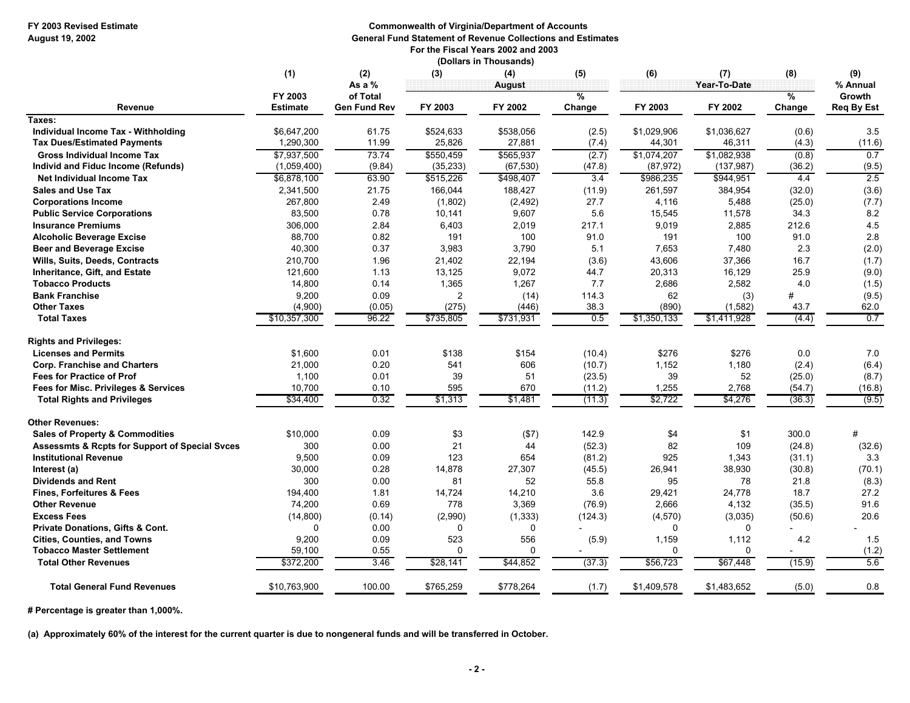FY 2003 Revised Estimate
August 19, 2002

## Commonwealth of Virginia/Department of Accounts
## General Fund Statement of Revenue Collections and Estimates
### For the Fiscal Years 2002 and 2003
### (Dollars in Thousands)

| | (1) | (2) | (3) | (4) | (5) | (6) | (7) | (8) | (9) |
|---|---|---|---|---|---|---|---|---|---|
| | | As a % | August | | | Year-To-Date | | | % Annual |
| Revenue | FY 2003 Estimate | of Total Gen Fund Rev | FY 2003 | FY 2002 | % Change | FY 2003 | FY 2002 | % Change | Growth Req By Est |
| **Taxes:** | | | | | | | | | |
| **Individual Income Tax - Withholding** | $6,647,200 | 61.75 | $524,633 | $538,056 | (2.5) | $1,029,906 | $1,036,627 | (0.6) | 3.5 |
| **Tax Dues/Estimated Payments** | 1,290,300 | 11.99 | 25,826 | 27,881 | (7.4) | 44,301 | 46,311 | (4.3) | (11.6) |
| **Gross Individual Income Tax** | $7,937,500 | 73.74 | $550,459 | $565,937 | (2.7) | $1,074,207 | $1,082,938 | (0.8) | 0.7 |
| **Individ and Fiduc Income (Refunds)** | (1,059,400) | (9.84) | (35,233) | (67,530) | (47.8) | (87,972) | (137,987) | (36.2) | (9.5) |
| **Net Individual Income Tax** | $6,878,100 | 63.90 | $515,226 | $498,407 | 3.4 | $986,235 | $944,951 | 4.4 | 2.5 |
| **Sales and Use Tax** | 2,341,500 | 21.75 | 166,044 | 188,427 | (11.9) | 261,597 | 384,954 | (32.0) | (3.6) |
| **Corporations Income** | 267,800 | 2.49 | (1,802) | (2,492) | 27.7 | 4,116 | 5,488 | (25.0) | (7.7) |
| **Public Service Corporations** | 83,500 | 0.78 | 10,141 | 9,607 | 5.6 | 15,545 | 11,578 | 34.3 | 8.2 |
| **Insurance Premiums** | 306,000 | 2.84 | 6,403 | 2,019 | 217.1 | 9,019 | 2,885 | 212.6 | 4.5 |
| **Alcoholic Beverage Excise** | 88,700 | 0.82 | 191 | 100 | 91.0 | 191 | 100 | 91.0 | 2.8 |
| **Beer and Beverage Excise** | 40,300 | 0.37 | 3,983 | 3,790 | 5.1 | 7,653 | 7,480 | 2.3 | (2.0) |
| **Wills, Suits, Deeds, Contracts** | 210,700 | 1.96 | 21,402 | 22,194 | (3.6) | 43,606 | 37,366 | 16.7 | (1.7) |
| **Inheritance, Gift, and Estate** | 121,600 | 1.13 | 13,125 | 9,072 | 44.7 | 20,313 | 16,129 | 25.9 | (9.0) |
| **Tobacco Products** | 14,800 | 0.14 | 1,365 | 1,267 | 7.7 | 2,686 | 2,582 | 4.0 | (1.5) |
| **Bank Franchise** | 9,200 | 0.09 | 2 | (14) | 114.3 | 62 | (3) | # | (9.5) |
| **Other Taxes** | (4,900) | (0.05) | (275) | (446) | 38.3 | (890) | (1,582) | 43.7 | 62.0 |
| **Total Taxes** | $10,357,300 | 96.22 | $735,805 | $731,931 | 0.5 | $1,350,133 | $1,411,928 | (4.4) | 0.7 |
| **Rights and Privileges:** | | | | | | | | | |
| **Licenses and Permits** | $1,600 | 0.01 | $138 | $154 | (10.4) | $276 | $276 | 0.0 | 7.0 |
| **Corp. Franchise and Charters** | 21,000 | 0.20 | 541 | 606 | (10.7) | 1,152 | 1,180 | (2.4) | (6.4) |
| **Fees for Practice of Prof** | 1,100 | 0.01 | 39 | 51 | (23.5) | 39 | 52 | (25.0) | (8.7) |
| **Fees for Misc. Privileges & Services** | 10,700 | 0.10 | 595 | 670 | (11.2) | 1,255 | 2,768 | (54.7) | (16.8) |
| **Total Rights and Privileges** | $34,400 | 0.32 | $1,313 | $1,481 | (11.3) | $2,722 | $4,276 | (36.3) | (9.5) |
| **Other Revenues:** | | | | | | | | | |
| **Sales of Property & Commodities** | $10,000 | 0.09 | $3 | ($7) | 142.9 | $4 | $1 | 300.0 | # |
| **Assessmts & Rcpts for Support of Special Svces** | 300 | 0.00 | 21 | 44 | (52.3) | 82 | 109 | (24.8) | (32.6) |
| **Institutional Revenue** | 9,500 | 0.09 | 123 | 654 | (81.2) | 925 | 1,343 | (31.1) | 3.3 |
| **Interest (a)** | 30,000 | 0.28 | 14,878 | 27,307 | (45.5) | 26,941 | 38,930 | (30.8) | (70.1) |
| **Dividends and Rent** | 300 | 0.00 | 81 | 52 | 55.8 | 95 | 78 | 21.8 | (8.3) |
| **Fines, Forfeitures & Fees** | 194,400 | 1.81 | 14,724 | 14,210 | 3.6 | 29,421 | 24,778 | 18.7 | 27.2 |
| **Other Revenue** | 74,200 | 0.69 | 778 | 3,369 | (76.9) | 2,666 | 4,132 | (35.5) | 91.6 |
| **Excess Fees** | (14,800) | (0.14) | (2,990) | (1,333) | (124.3) | (4,570) | (3,035) | (50.6) | 20.6 |
| **Private Donations, Gifts & Cont.** | 0 | 0.00 | 0 | 0 | - | 0 | 0 | - | - |
| **Cities, Counties, and Towns** | 9,200 | 0.09 | 523 | 556 | (5.9) | 1,159 | 1,112 | 4.2 | 1.5 |
| **Tobacco Master Settlement** | 59,100 | 0.55 | 0 | 0 | - | 0 | 0 | - | (1.2) |
| **Total Other Revenues** | $372,200 | 3.46 | $28,141 | $44,852 | (37.3) | $56,723 | $67,448 | (15.9) | 5.6 |
| **Total General Fund Revenues** | $10,763,900 | 100.00 | $765,259 | $778,264 | (1.7) | $1,409,578 | $1,483,652 | (5.0) | 0.8 |

**# Percentage is greater than 1,000%.**

**(a) Approximately 60% of the interest for the current quarter is due to nongeneral funds and will be transferred in October.**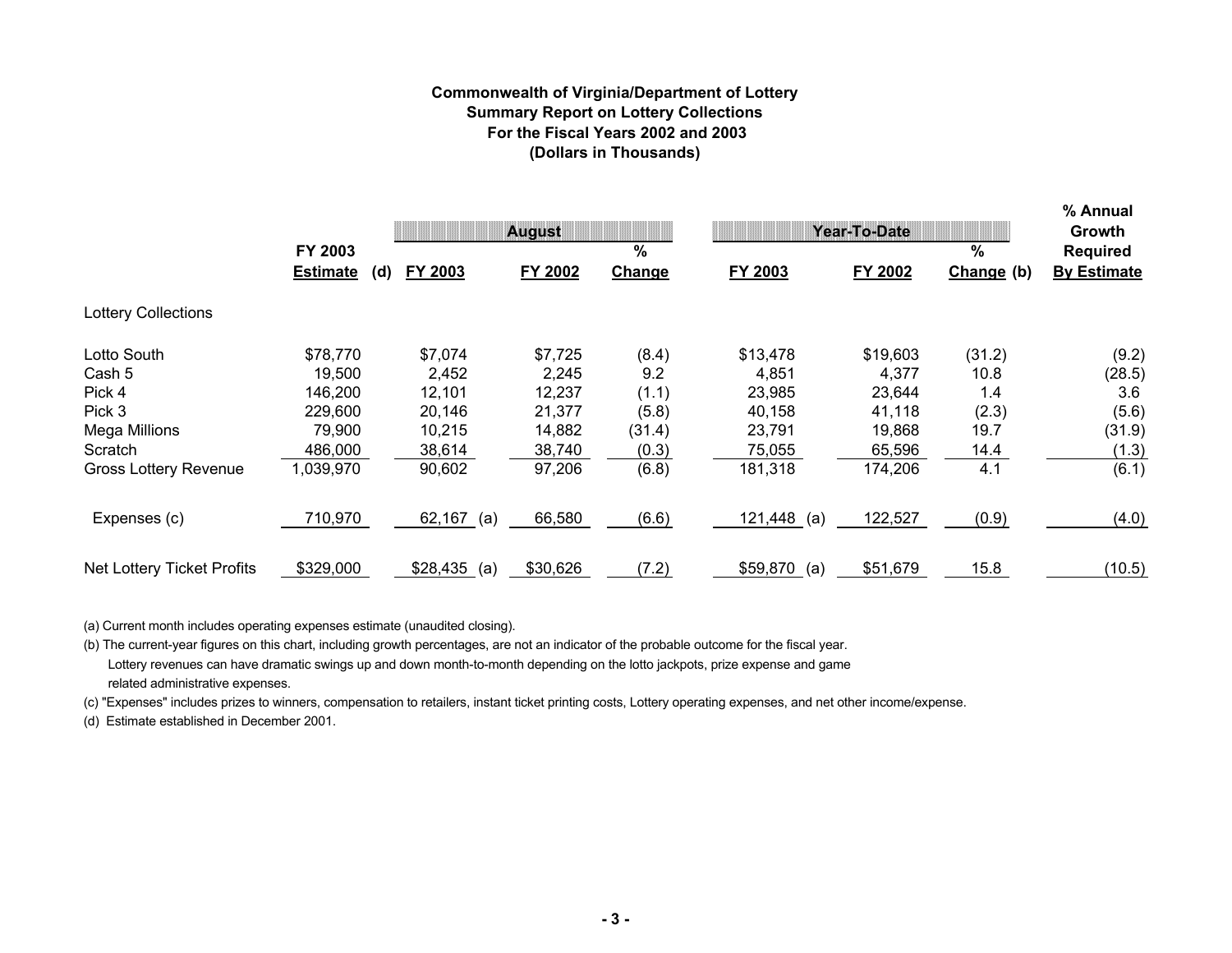**Commonwealth of Virginia/Department of Lottery**
**Summary Report on Lottery Collections**
**For the Fiscal Years 2002 and 2003**
**(Dollars in Thousands)**

| | FY 2003 Estimate (d) | August FY 2003 | August FY 2002 | August % Change | Year-To-Date FY 2003 | Year-To-Date FY 2002 | Year-To-Date % Change (b) | % Annual Growth Required By Estimate |
|---|---|---|---|---|---|---|---|---|
| **Lottery Collections** | | | | | | | | |
| Lotto South | $78,770 | $7,074 | $7,725 | (8.4) | $13,478 | $19,603 | (31.2) | (9.2) |
| Cash 5 | 19,500 | 2,452 | 2,245 | 9.2 | 4,851 | 4,377 | 10.8 | (28.5) |
| Pick 4 | 146,200 | 12,101 | 12,237 | (1.1) | 23,985 | 23,644 | 1.4 | 3.6 |
| Pick 3 | 229,600 | 20,146 | 21,377 | (5.8) | 40,158 | 41,118 | (2.3) | (5.6) |
| Mega Millions | 79,900 | 10,215 | 14,882 | (31.4) | 23,791 | 19,868 | 19.7 | (31.9) |
| Scratch | 486,000 | 38,614 | 38,740 | (0.3) | 75,055 | 65,596 | 14.4 | (1.3) |
| Gross Lottery Revenue | 1,039,970 | 90,602 | 97,206 | (6.8) | 181,318 | 174,206 | 4.1 | (6.1) |
| Expenses (c) | 710,970 | 62,167 (a) | 66,580 | (6.6) | 121,448 (a) | 122,527 | (0.9) | (4.0) |
| Net Lottery Ticket Profits | $329,000 | $28,435 (a) | $30,626 | (7.2) | $59,870 (a) | $51,679 | 15.8 | (10.5) |

(a) Current month includes operating expenses estimate (unaudited closing).

(b) The current-year figures on this chart, including growth percentages, are not an indicator of the probable outcome for the fiscal year. Lottery revenues can have dramatic swings up and down month-to-month depending on the lotto jackpots, prize expense and game related administrative expenses.

(c) "Expenses" includes prizes to winners, compensation to retailers, instant ticket printing costs, Lottery operating expenses, and net other income/expense.

(d) Estimate established in December 2001.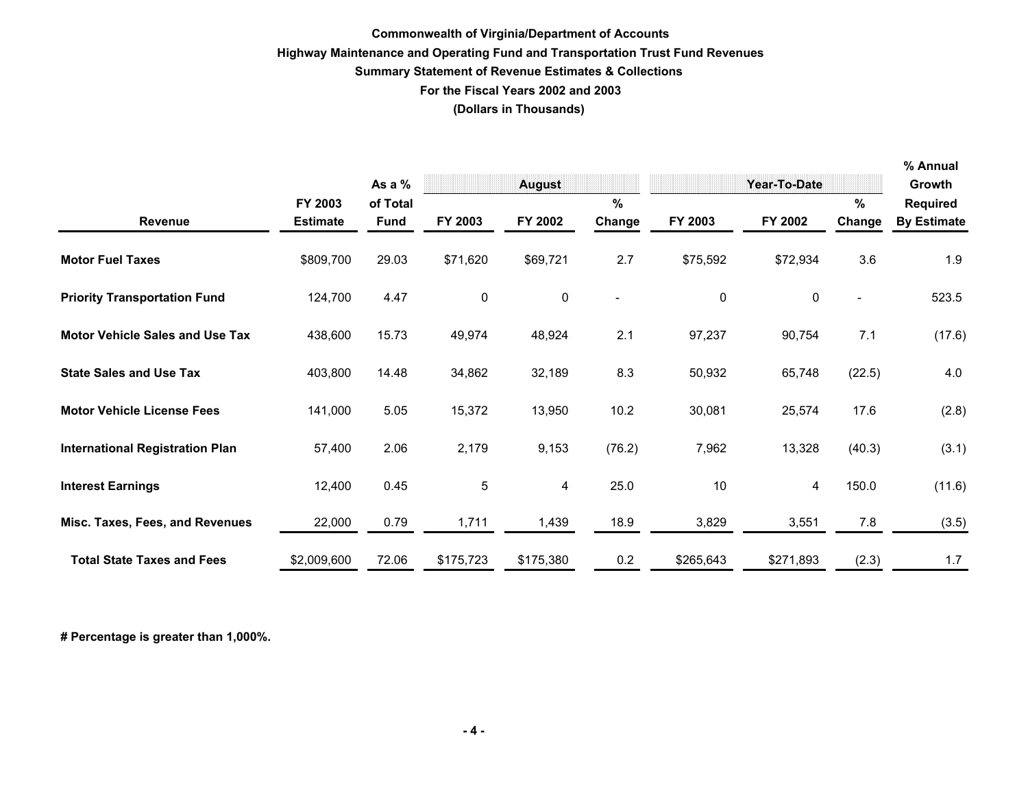**Commonwealth of Virginia/Department of Accounts**

**Highway Maintenance and Operating Fund and Transportation Trust Fund Revenues**

**Summary Statement of Revenue Estimates & Collections**

**For the Fiscal Years 2002 and 2003**

**(Dollars in Thousands)**

| Revenue | FY 2003 Estimate | As a % of Total Fund | August FY 2003 | August FY 2002 | August % Change | Year-To-Date FY 2003 | Year-To-Date FY 2002 | Year-To-Date % Change | % Annual Growth Required By Estimate |
|---|---|---|---|---|---|---|---|---|---|
| **Motor Fuel Taxes** | $809,700 | 29.03 | $71,620 | $69,721 | 2.7 | $75,592 | $72,934 | 3.6 | 1.9 |
| **Priority Transportation Fund** | 124,700 | 4.47 | 0 | 0 | - | 0 | 0 | - | 523.5 |
| **Motor Vehicle Sales and Use Tax** | 438,600 | 15.73 | 49,974 | 48,924 | 2.1 | 97,237 | 90,754 | 7.1 | (17.6) |
| **State Sales and Use Tax** | 403,800 | 14.48 | 34,862 | 32,189 | 8.3 | 50,932 | 65,748 | (22.5) | 4.0 |
| **Motor Vehicle License Fees** | 141,000 | 5.05 | 15,372 | 13,950 | 10.2 | 30,081 | 25,574 | 17.6 | (2.8) |
| **International Registration Plan** | 57,400 | 2.06 | 2,179 | 9,153 | (76.2) | 7,962 | 13,328 | (40.3) | (3.1) |
| **Interest Earnings** | 12,400 | 0.45 | 5 | 4 | 25.0 | 10 | 4 | 150.0 | (11.6) |
| **Misc. Taxes, Fees, and Revenues** | 22,000 | 0.79 | 1,711 | 1,439 | 18.9 | 3,829 | 3,551 | 7.8 | (3.5) |
| **Total State Taxes and Fees** | $2,009,600 | 72.06 | $175,723 | $175,380 | 0.2 | $265,643 | $271,893 | (2.3) | 1.7 |

**# Percentage is greater than 1,000%.**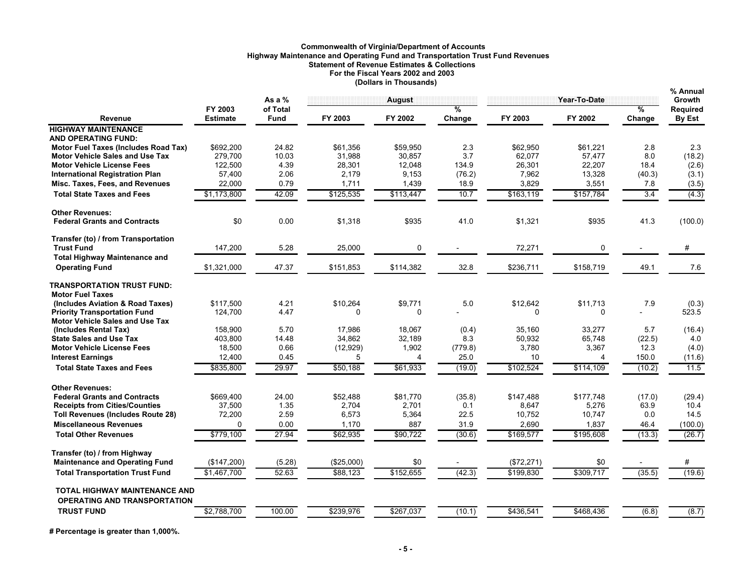**Commonwealth of Virginia/Department of Accounts**
**Highway Maintenance and Operating Fund and Transportation Trust Fund Revenues**
**Statement of Revenue Estimates & Collections**
**For the Fiscal Years 2002 and 2003**
**(Dollars in Thousands)**

| Revenue | FY 2003 Estimate | As a % of Total Fund | August FY 2003 | August FY 2002 | August % Change | Year-To-Date FY 2003 | Year-To-Date FY 2002 | Year-To-Date % Change | % Annual Growth Required By Est |
|---|---|---|---|---|---|---|---|---|---|
| **HIGHWAY MAINTENANCE AND OPERATING FUND:** | | | | | | | | | |
| **Motor Fuel Taxes (Includes Road Tax)** | $692,200 | 24.82 | $61,356 | $59,950 | 2.3 | $62,950 | $61,221 | 2.8 | 2.3 |
| **Motor Vehicle Sales and Use Tax** | 279,700 | 10.03 | 31,988 | 30,857 | 3.7 | 62,077 | 57,477 | 8.0 | (18.2) |
| **Motor Vehicle License Fees** | 122,500 | 4.39 | 28,301 | 12,048 | 134.9 | 26,301 | 22,207 | 18.4 | (2.6) |
| **International Registration Plan** | 57,400 | 2.06 | 2,179 | 9,153 | (76.2) | 7,962 | 13,328 | (40.3) | (3.1) |
| **Misc. Taxes, Fees, and Revenues** | 22,000 | 0.79 | 1,711 | 1,439 | 18.9 | 3,829 | 3,551 | 7.8 | (3.5) |
| **Total State Taxes and Fees** | $1,173,800 | 42.09 | $125,535 | $113,447 | 10.7 | $163,119 | $157,784 | 3.4 | (4.3) |
| **Other Revenues:** | | | | | | | | | |
| **Federal Grants and Contracts** | $0 | 0.00 | $1,318 | $935 | 41.0 | $1,321 | $935 | 41.3 | (100.0) |
| **Transfer (to) / from Transportation Trust Fund** | 147,200 | 5.28 | 25,000 | 0 | - | 72,271 | 0 | - | # |
| **Total Highway Maintenance and Operating Fund** | $1,321,000 | 47.37 | $151,853 | $114,382 | 32.8 | $236,711 | $158,719 | 49.1 | 7.6 |
| **TRANSPORTATION TRUST FUND:** | | | | | | | | | |
| **Motor Fuel Taxes (Includes Aviation & Road Taxes)** | $117,500 | 4.21 | $10,264 | $9,771 | 5.0 | $12,642 | $11,713 | 7.9 | (0.3) |
| **Priority Transportation Fund** | 124,700 | 4.47 | 0 | 0 | - | 0 | 0 | - | 523.5 |
| **Motor Vehicle Sales and Use Tax (Includes Rental Tax)** | 158,900 | 5.70 | 17,986 | 18,067 | (0.4) | 35,160 | 33,277 | 5.7 | (16.4) |
| **State Sales and Use Tax** | 403,800 | 14.48 | 34,862 | 32,189 | 8.3 | 50,932 | 65,748 | (22.5) | 4.0 |
| **Motor Vehicle License Fees** | 18,500 | 0.66 | (12,929) | 1,902 | (779.8) | 3,780 | 3,367 | 12.3 | (4.0) |
| **Interest Earnings** | 12,400 | 0.45 | 5 | 4 | 25.0 | 10 | 4 | 150.0 | (11.6) |
| **Total State Taxes and Fees** | $835,800 | 29.97 | $50,188 | $61,933 | (19.0) | $102,524 | $114,109 | (10.2) | 11.5 |
| **Other Revenues:** | | | | | | | | | |
| **Federal Grants and Contracts** | $669,400 | 24.00 | $52,488 | $81,770 | (35.8) | $147,488 | $177,748 | (17.0) | (29.4) |
| **Receipts from Cities/Counties** | 37,500 | 1.35 | 2,704 | 2,701 | 0.1 | 8,647 | 5,276 | 63.9 | 10.4 |
| **Toll Revenues (Includes Route 28)** | 72,200 | 2.59 | 6,573 | 5,364 | 22.5 | 10,752 | 10,747 | 0.0 | 14.5 |
| **Miscellaneous Revenues** | 0 | 0.00 | 1,170 | 887 | 31.9 | 2,690 | 1,837 | 46.4 | (100.0) |
| **Total Other Revenues** | $779,100 | 27.94 | $62,935 | $90,722 | (30.6) | $169,577 | $195,608 | (13.3) | (26.7) |
| **Transfer (to) / from Highway Maintenance and Operating Fund** | ($147,200) | (5.28) | ($25,000) | $0 | - | ($72,271) | $0 | - | # |
| **Total Transportation Trust Fund** | $1,467,700 | 52.63 | $88,123 | $152,655 | (42.3) | $199,830 | $309,717 | (35.5) | (19.6) |
| **TOTAL HIGHWAY MAINTENANCE AND OPERATING AND TRANSPORTATION TRUST FUND** | $2,788,700 | 100.00 | $239,976 | $267,037 | (10.1) | $436,541 | $468,436 | (6.8) | (8.7) |

**# Percentage is greater than 1,000%.**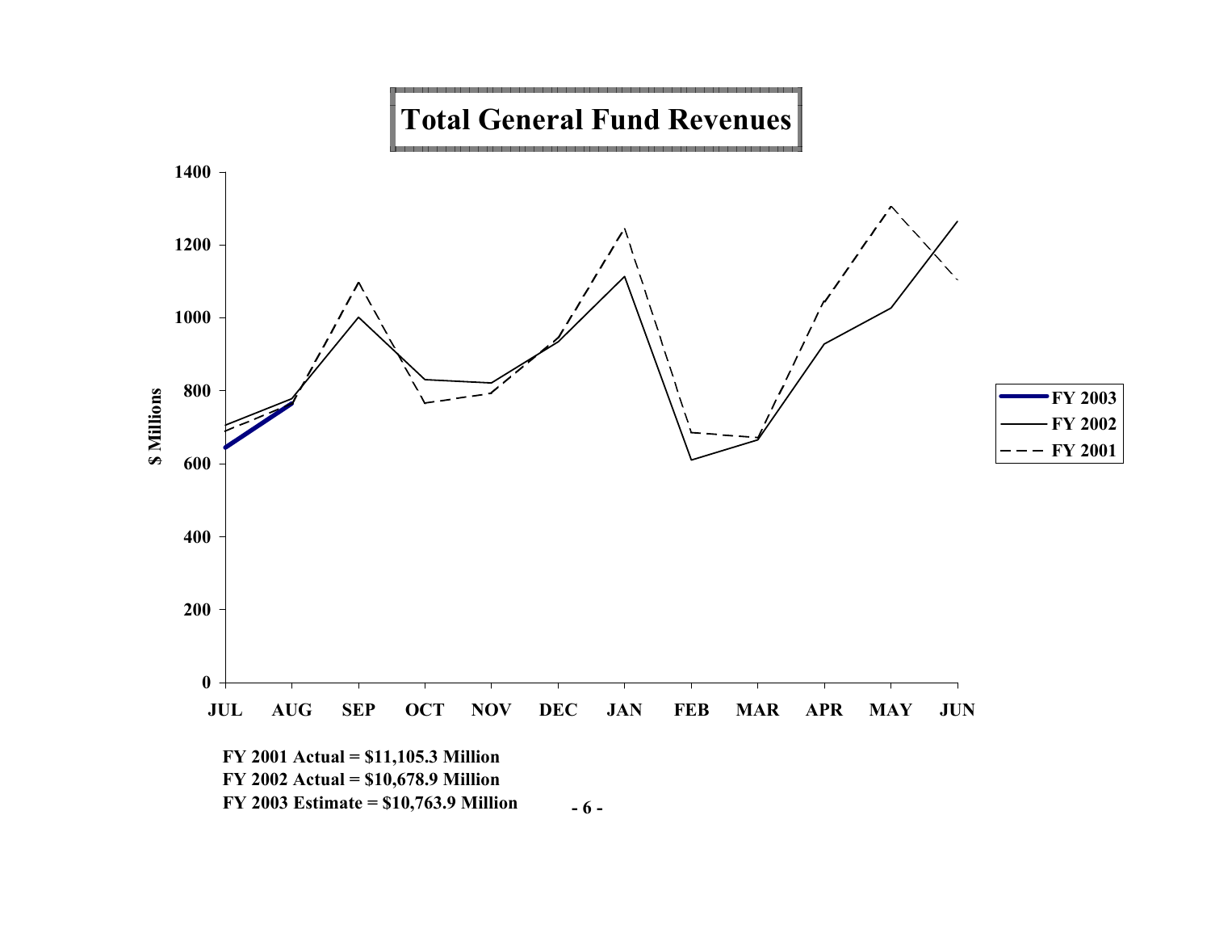# Total General Fund Revenues

1400
1200
1000
800
600
400
200
0

$ Millions

JUL AUG SEP OCT NOV DEC JAN FEB MAR APR MAY JUN

FY 2003
FY 2002
FY 2001

**FY 2001 Actual = $11,105.3 Million**
**FY 2002 Actual = $10,678.9 Million**
**FY 2003 Estimate = $10,763.9 Million**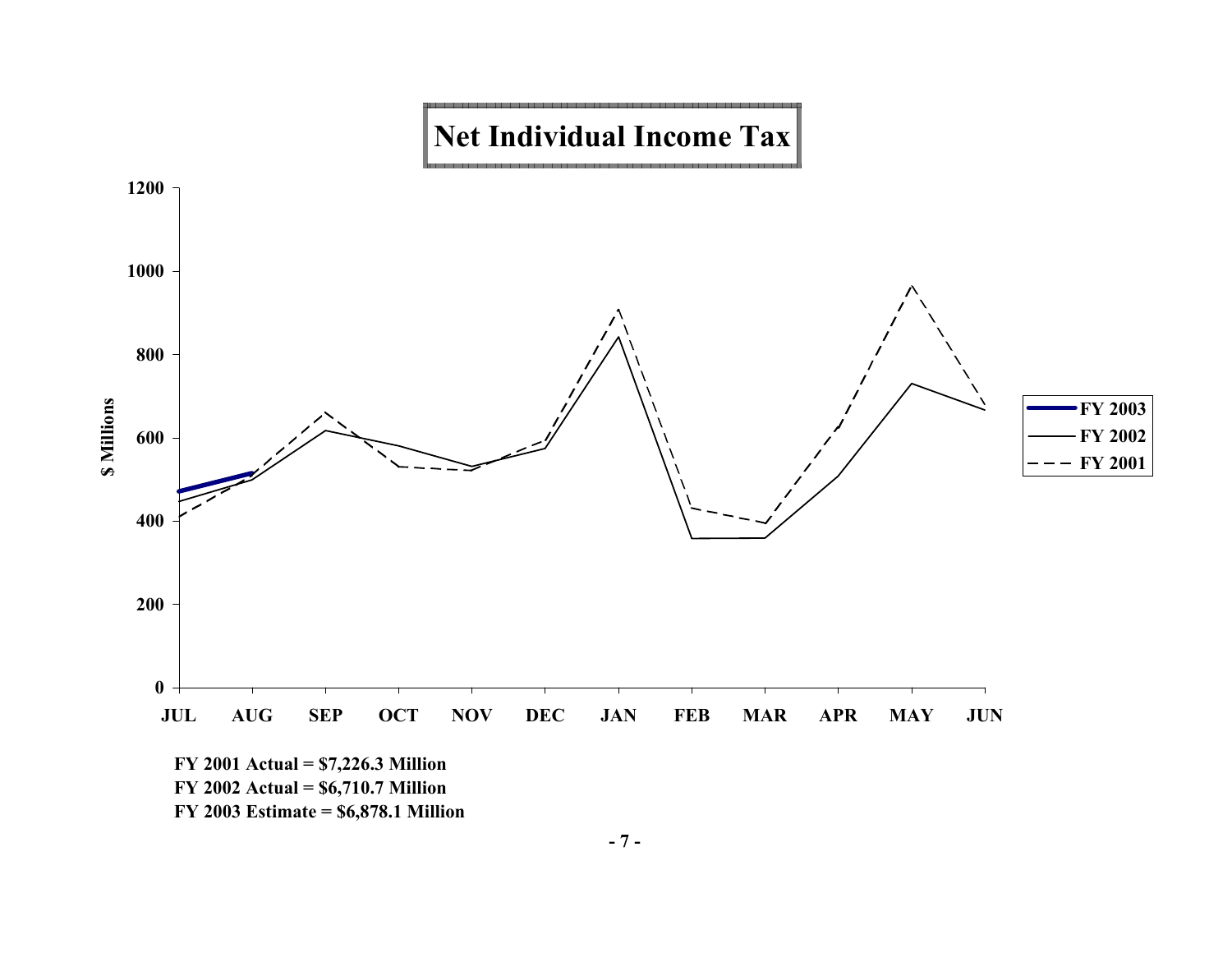# Net Individual Income Tax

$ Millions

1200

1000

800

600

400

200

0

JUL AUG SEP OCT NOV DEC JAN FEB MAR APR MAY JUN

FY 2003

FY 2002

FY 2001

**FY 2001 Actual = $7,226.3 Million**
**FY 2002 Actual = $6,710.7 Million**
**FY 2003 Estimate = $6,878.1 Million**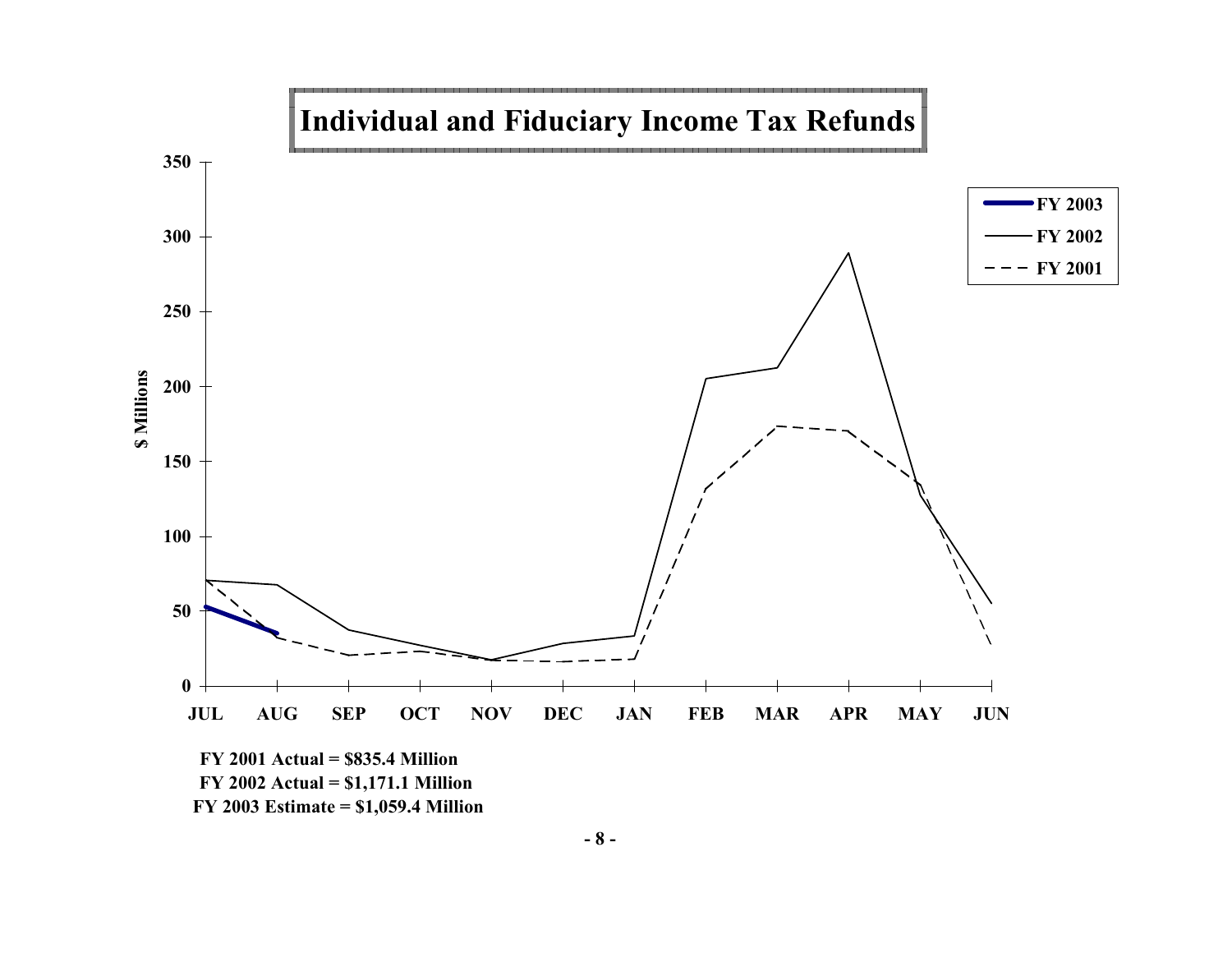# Individual and Fiduciary Income Tax Refunds

$ Millions

350
300
250
200
150
100
50
0

JUL AUG SEP OCT NOV DEC JAN FEB MAR APR MAY JUN

FY 2003
FY 2002
FY 2001

**FY 2001 Actual = $835.4 Million**
**FY 2002 Actual = $1,171.1 Million**
**FY 2003 Estimate = $1,059.4 Million**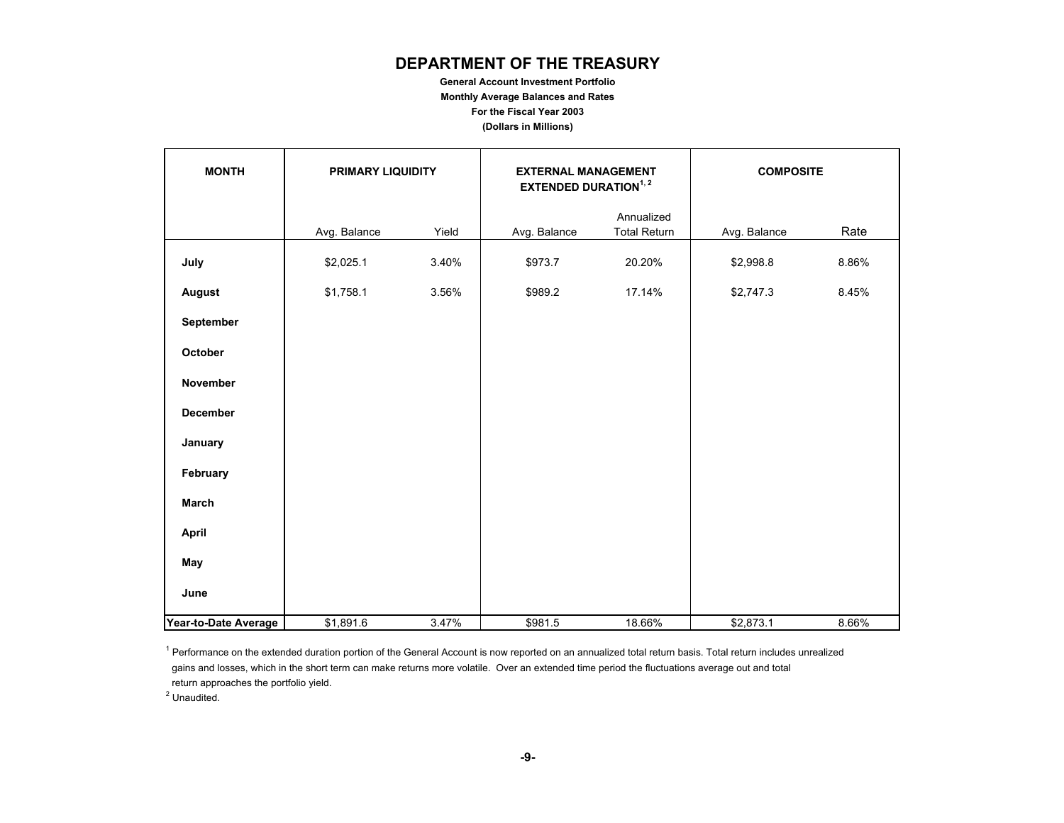# DEPARTMENT OF THE TREASURY

**General Account Investment Portfolio**
**Monthly Average Balances and Rates**
**For the Fiscal Year 2003**
**(Dollars in Millions)**

| MONTH | PRIMARY LIQUIDITY | | EXTERNAL MANAGEMENT EXTENDED DURATION[1,2] | | COMPOSITE | |
|---|---|---|---|---|---|---|
| | Avg. Balance | Yield | Avg. Balance | Annualized Total Return | Avg. Balance | Rate |
| **July** | $2,025.1 | 3.40% | $973.7 | 20.20% | $2,998.8 | 8.86% |
| **August** | $1,758.1 | 3.56% | $989.2 | 17.14% | $2,747.3 | 8.45% |
| **September** | | | | | | |
| **October** | | | | | | |
| **November** | | | | | | |
| **December** | | | | | | |
| **January** | | | | | | |
| **February** | | | | | | |
| **March** | | | | | | |
| **April** | | | | | | |
| **May** | | | | | | |
| **June** | | | | | | |
| **Year-to-Date Average** | $1,891.6 | 3.47% | $981.5 | 18.66% | $2,873.1 | 8.66% |

[1] Performance on the extended duration portion of the General Account is now reported on an annualized total return basis. Total return includes unrealized gains and losses, which in the short term can make returns more volatile. Over an extended time period the fluctuations average out and total return approaches the portfolio yield.

[2] Unaudited.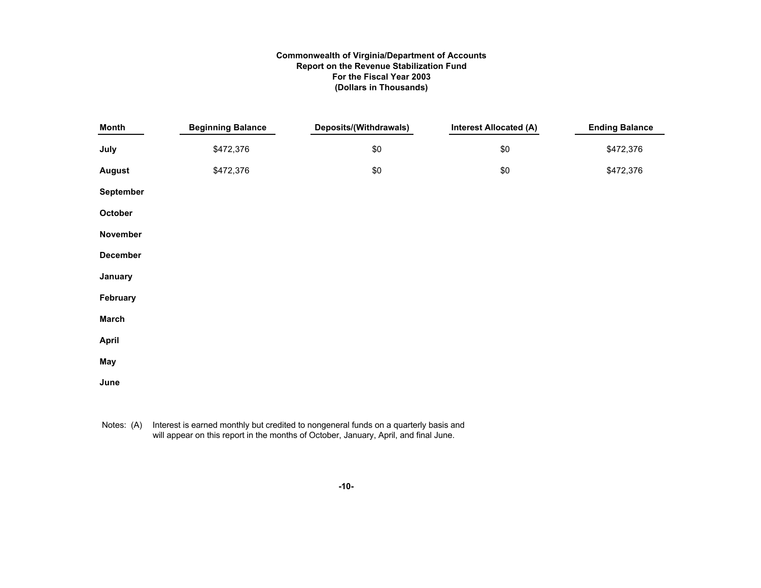**Commonwealth of Virginia/Department of Accounts**
**Report on the Revenue Stabilization Fund**
**For the Fiscal Year 2003**
**(Dollars in Thousands)**

| Month | Beginning Balance | Deposits/(Withdrawals) | Interest Allocated (A) | Ending Balance |
|---|---|---|---|---|
| **July** | $472,376 | $0 | $0 | $472,376 |
| **August** | $472,376 | $0 | $0 | $472,376 |
| **September** | | | | |
| **October** | | | | |
| **November** | | | | |
| **December** | | | | |
| **January** | | | | |
| **February** | | | | |
| **March** | | | | |
| **April** | | | | |
| **May** | | | | |
| **June** | | | | |

Notes: (A) Interest is earned monthly but credited to nongeneral funds on a quarterly basis and will appear on this report in the months of October, January, April, and final June.